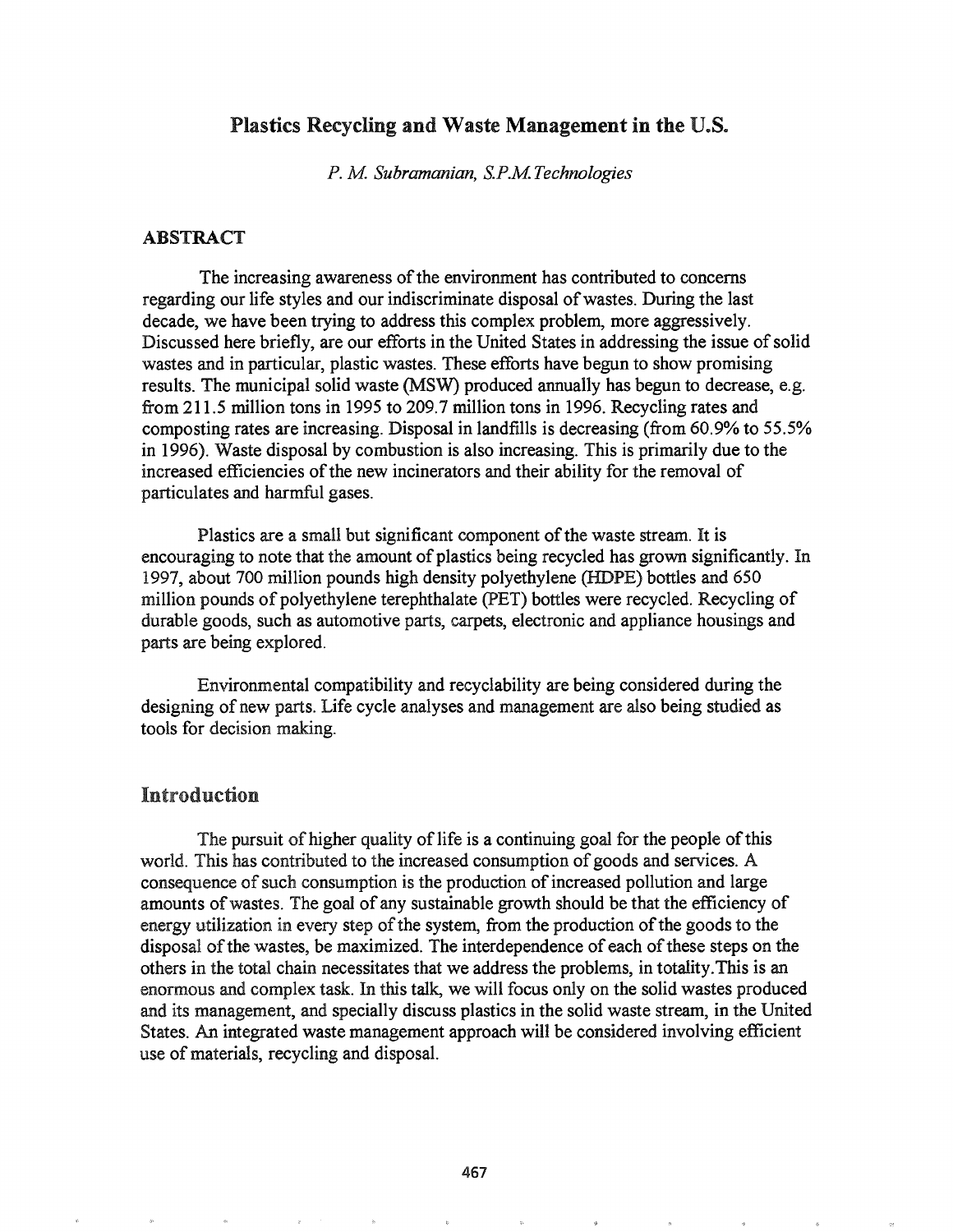# Plastics Recycling and Waste Management in the U.S.

*P. M. Subramanian, S.P.M.Technologies*

## ABSTRACT

The increasing awareness of the environment has contributed to concerns regarding our life styles and our indiscriminate disposal of wastes. During the last decade, we have been trying to address this complex problem, more aggressively. Discussed here briefly, are our efforts in the United States in addressing the issue of solid wastes and in particular, plastic wastes. These efforts have begun to show promising results. The municipal solid waste (MSW) produced annually has begun to decrease, e.g. from 211.5 million tons in 1995 to 209.7 million tons in 1996. Recycling rates and composting rates are increasing. Disposal in landfills is decreasing (from 60.9% to 55.5% in 1996). Waste disposal by combustion is also increasing. This is primarily due to the increased efficiencies of the new incinerators and their ability for the removal of particulates and harmful gases.

Plastics are a small but significant component of the waste stream. It is encouraging to note that the amount of plastics being recycled has grown significantly. In 1997, about 700 million pounds high density polyethylene (HDPE) bottles and 650 million pounds of polyethylene terephthalate (PET) bottles were recycled. Recycling of durable goods, such as automotive parts, carpets, electronic and appliance housings and parts are being explored.

Environmental compatibility and recyclability are being considered during the designing of new parts. Life cycle analyses and management are also being studied as tools for decision making.

## Introduction

The pursuit of higher quality of life is a continuing goal for the people of this world. This has contributed to the increased consumption of goods and services. A consequence of such consumption is the production of increased pollution and large amounts of wastes. The goal of any sustainable growth should be that the efficiency of energy utilization in every step of the system, from the production of the goods to the disposal of the wastes, be maximized. The interdependence of each of these steps on the others in the total chain necessitates that we address the problems, in totality.This is an enormous and complex task. In this talk, we will focus only on the solid wastes produced and its management, and specially discuss plastics in the solid waste stream, in the United States. An integrated waste management approach will be considered involving efficient use of materials, recycling and disposal.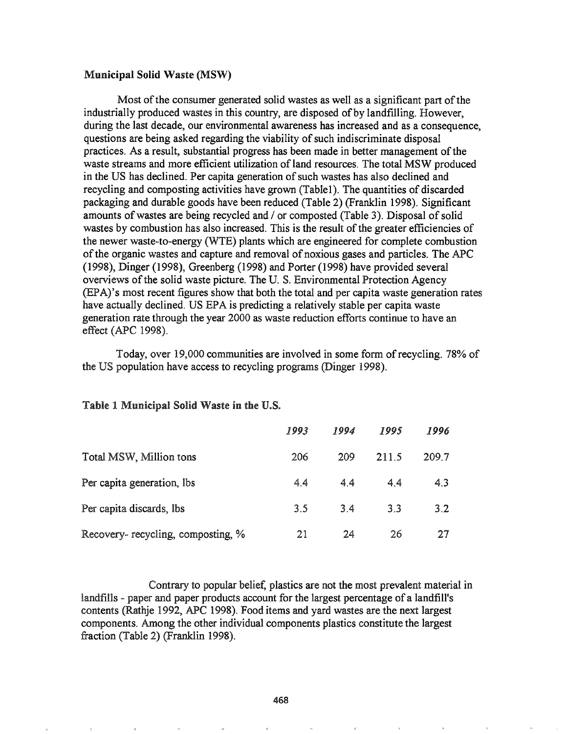## Municipal Solid Waste (MSW)

Most of the consumer generated solid wastes as well as a significant part of the industrially produced wastes in this country, are disposed of by landfilling. However, during the last decade, our environmental awareness has increased and as a consequence, questions are being asked regarding the viability of such indiscriminate disposal practices. As a result, substantial progress has been made in better management of the waste streams and more efficient utilization of land resources. The total MSW produced in the US has declined. Per capita generation of such wastes has also declined and recycling and composting activities have grown (Table1). The quantities of discarded packaging and durable goods have been reduced (Table 2) (Franklin 1998). Significant amounts of wastes are being recycled and / or composted (Table 3). Disposal of solid wastes by combustion has also increased. This is the result of the greater efficiencies of the newer waste-to-energy (WTE) plants which are engineered for complete combustion of the organic wastes and capture and removal of noxious gases and particles. The APC (1998), Dinger (1998), Greenberg (1998) and Porter (1998) have provided several overviews of the solid waste picture. The U. S. Environmental Protection Agency (EPA)'s most recent figures show that both the total and per capita waste generation rates have actually declined. US EPA is predicting a relatively stable per capita waste generation rate through the year 2000 as waste reduction efforts continue to have an effect (APC 1998).

Today, over 19,000 communities are involved in some form of recycling. 78% of the US population have access to recycling programs (Dinger 1998).

**Table 1 Municipal Solid Waste in the U.S.**

| | *1993* | *1994* | *1995* | *1996* |
|---|---|---|---|---|
| Total MSW, Million tons | 206 | 209 | 211.5 | 209.7 |
| Per capita generation, lbs | 4.4 | 4.4 | 4.4 | 4.3 |
| Per capita discards, lbs | 3.5 | 3.4 | 3.3 | 3.2 |
| Recovery- recycling, composting, % | 21 | 24 | 26 | 27 |

Contrary to popular belief, plastics are not the most prevalent material in landfills - paper and paper products account for the largest percentage of a landfill's contents (Rathje 1992, APC 1998). Food items and yard wastes are the next largest components. Among the other individual components plastics constitute the largest fraction (Table 2) (Franklin 1998).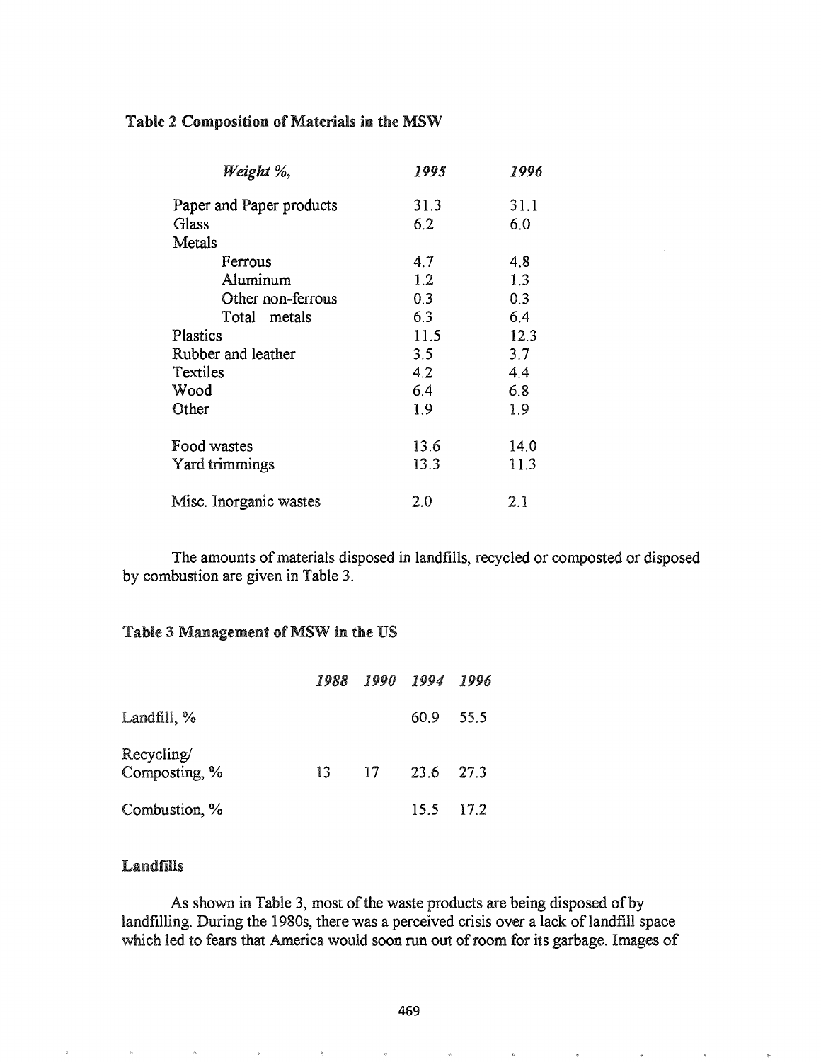**Table 2 Composition of Materials in the MSW**

| *Weight %,* | *1995* | *1996* |
|---|---|---|
| Paper and Paper products | 31.3 | 31.1 |
| Glass | 6.2 | 6.0 |
| Metals | | |
| Ferrous | 4.7 | 4.8 |
| Aluminum | 1.2 | 1.3 |
| Other non-ferrous | 0.3 | 0.3 |
| Total metals | 6.3 | 6.4 |
| Plastics | 11.5 | 12.3 |
| Rubber and leather | 3.5 | 3.7 |
| Textiles | 4.2 | 4.4 |
| Wood | 6.4 | 6.8 |
| Other | 1.9 | 1.9 |
| Food wastes | 13.6 | 14.0 |
| Yard trimmings | 13.3 | 11.3 |
| Misc. Inorganic wastes | 2.0 | 2.1 |

The amounts of materials disposed in landfills, recycled or composted or disposed by combustion are given in Table 3.

**Table 3 Management of MSW in the US**

| | *1988* | *1990* | *1994* | *1996* |
|---|---|---|---|---|
| Landfill, % | | | 60.9 | 55.5 |
| Recycling/ Composting, % | 13 | 17 | 23.6 | 27.3 |
| Combustion, % | | | 15.5 | 17.2 |

### Landfills

As shown in Table 3, most of the waste products are being disposed of by landfilling. During the 1980s, there was a perceived crisis over a lack of landfill space which led to fears that America would soon run out of room for its garbage. Images of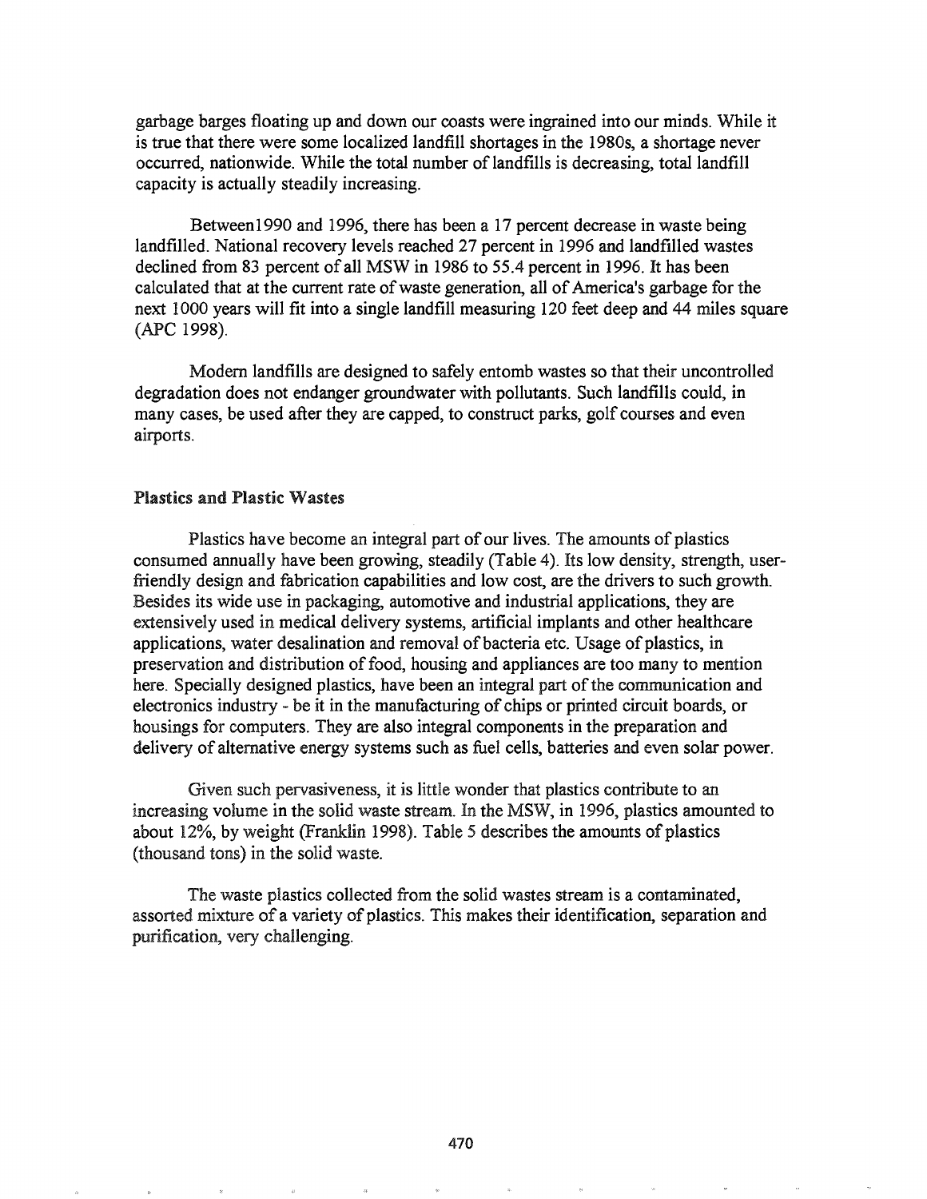garbage barges floating up and down our coasts were ingrained into our minds. While it is true that there were some localized landfill shortages in the 1980s, a shortage never occurred, nationwide. While the total number of landfills is decreasing, total landfill capacity is actually steadily increasing.

Between1990 and 1996, there has been a 17 percent decrease in waste being landfilled. National recovery levels reached 27 percent in 1996 and landfilled wastes declined from 83 percent of all MSW in 1986 to 55.4 percent in 1996. It has been calculated that at the current rate of waste generation, all of America's garbage for the next 1000 years will fit into a single landfill measuring 120 feet deep and 44 miles square (APC 1998).

Modern landfills are designed to safely entomb wastes so that their uncontrolled degradation does not endanger groundwater with pollutants. Such landfills could, in many cases, be used after they are capped, to construct parks, golf courses and even airports.

### Plastics and Plastic Wastes

Plastics have become an integral part of our lives. The amounts of plastics consumed annually have been growing, steadily (Table 4). Its low density, strength, user-friendly design and fabrication capabilities and low cost, are the drivers to such growth. Besides its wide use in packaging, automotive and industrial applications, they are extensively used in medical delivery systems, artificial implants and other healthcare applications, water desalination and removal of bacteria etc. Usage of plastics, in preservation and distribution of food, housing and appliances are too many to mention here. Specially designed plastics, have been an integral part of the communication and electronics industry - be it in the manufacturing of chips or printed circuit boards, or housings for computers. They are also integral components in the preparation and delivery of alternative energy systems such as fuel cells, batteries and even solar power.

Given such pervasiveness, it is little wonder that plastics contribute to an increasing volume in the solid waste stream. In the MSW, in 1996, plastics amounted to about 12%, by weight (Franklin 1998). Table 5 describes the amounts of plastics (thousand tons) in the solid waste.

The waste plastics collected from the solid wastes stream is a contaminated, assorted mixture of a variety of plastics. This makes their identification, separation and purification, very challenging.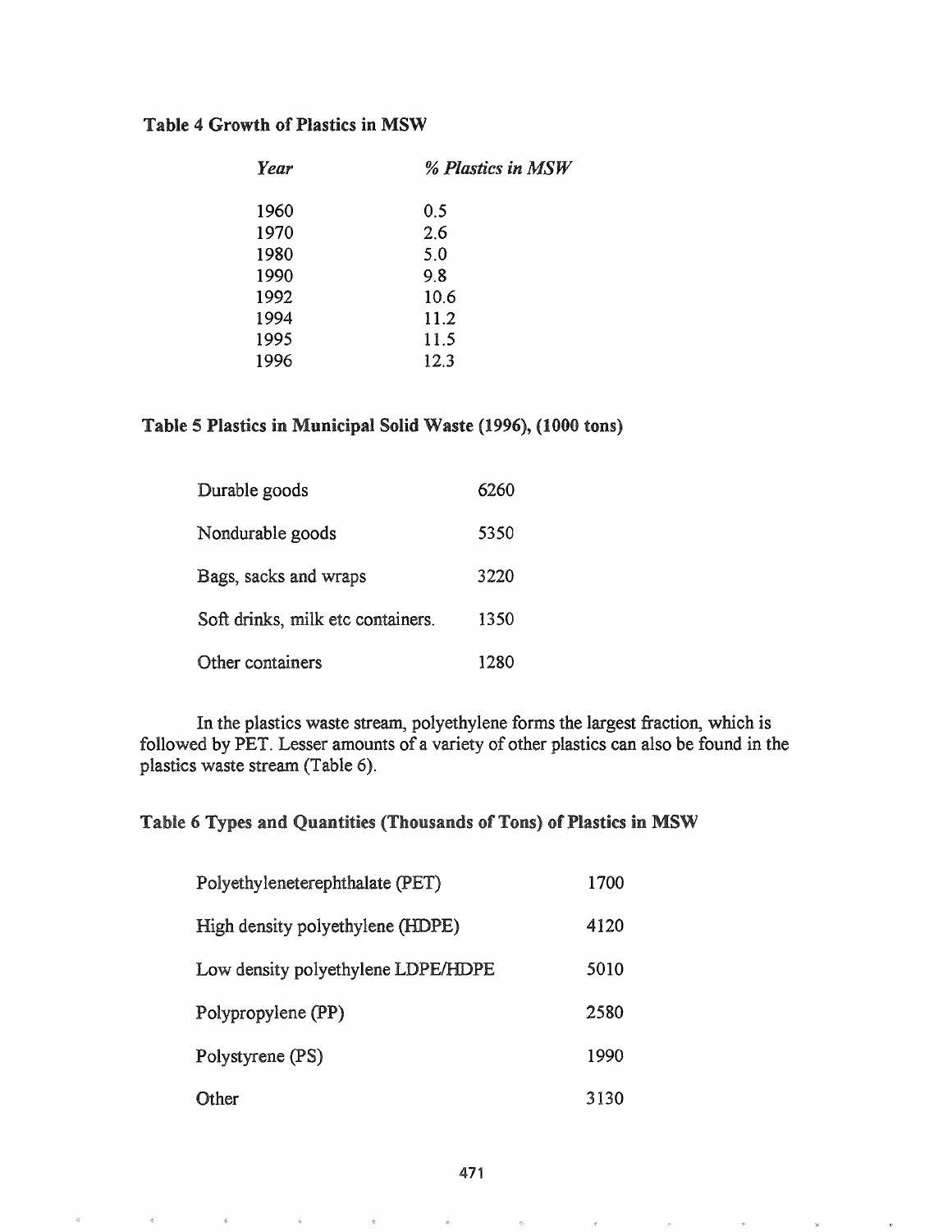**Table 4 Growth of Plastics in MSW**

| *Year* | *% Plastics in MSW* |
|---|---|
| 1960 | 0.5 |
| 1970 | 2.6 |
| 1980 | 5.0 |
| 1990 | 9.8 |
| 1992 | 10.6 |
| 1994 | 11.2 |
| 1995 | 11.5 |
| 1996 | 12.3 |

**Table 5 Plastics in Municipal Solid Waste (1996), (1000 tons)**

| | |
|---|---|
| Durable goods | 6260 |
| Nondurable goods | 5350 |
| Bags, sacks and wraps | 3220 |
| Soft drinks, milk etc containers. | 1350 |
| Other containers | 1280 |

In the plastics waste stream, polyethylene forms the largest fraction, which is followed by PET. Lesser amounts of a variety of other plastics can also be found in the plastics waste stream (Table 6).

**Table 6 Types and Quantities (Thousands of Tons) of Plastics in MSW**

| | |
|---|---|
| Polyethyleneterephthalate (PET) | 1700 |
| High density polyethylene (HDPE) | 4120 |
| Low density polyethylene LDPE/HDPE | 5010 |
| Polypropylene (PP) | 2580 |
| Polystyrene (PS) | 1990 |
| Other | 3130 |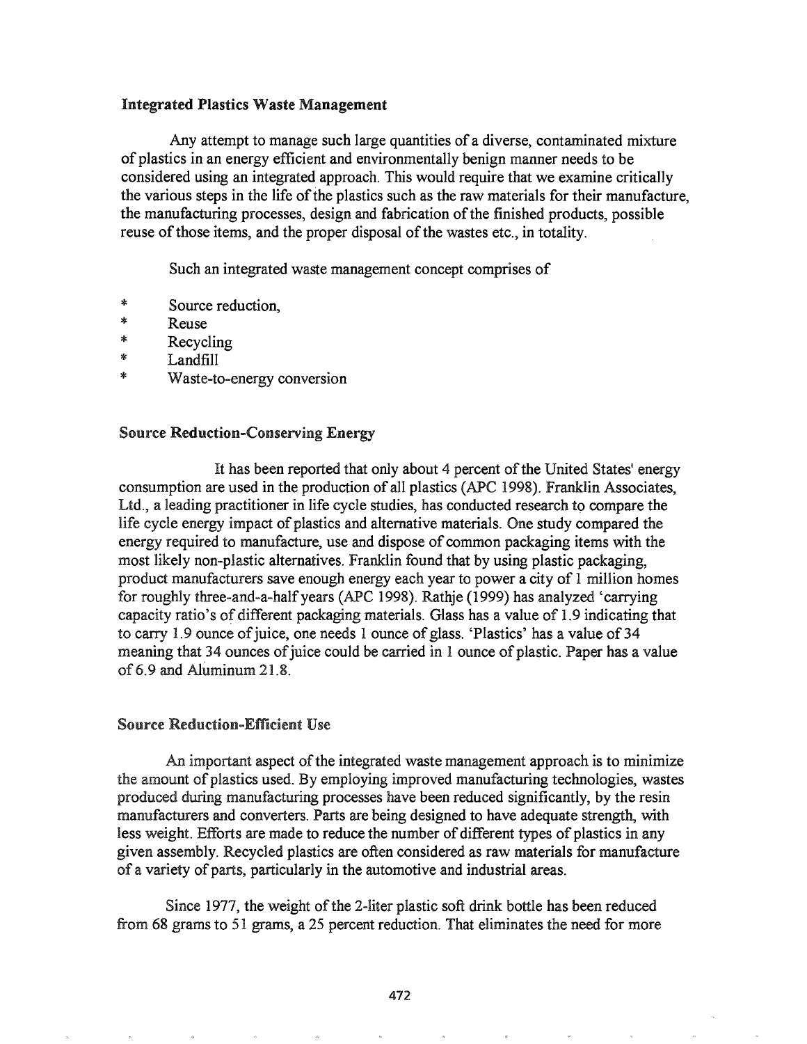### Integrated Plastics Waste Management

Any attempt to manage such large quantities of a diverse, contaminated mixture of plastics in an energy efficient and environmentally benign manner needs to be considered using an integrated approach. This would require that we examine critically the various steps in the life of the plastics such as the raw materials for their manufacture, the manufacturing processes, design and fabrication of the finished products, possible reuse of those items, and the proper disposal of the wastes etc., in totality.

Such an integrated waste management concept comprises of

* Source reduction,
* Reuse
* Recycling
* Landfill
* Waste-to-energy conversion

### Source Reduction-Conserving Energy

It has been reported that only about 4 percent of the United States' energy consumption are used in the production of all plastics (APC 1998). Franklin Associates, Ltd., a leading practitioner in life cycle studies, has conducted research to compare the life cycle energy impact of plastics and alternative materials. One study compared the energy required to manufacture, use and dispose of common packaging items with the most likely non-plastic alternatives. Franklin found that by using plastic packaging, product manufacturers save enough energy each year to power a city of 1 million homes for roughly three-and-a-half years (APC 1998). Rathje (1999) has analyzed 'carrying capacity ratio's of different packaging materials. Glass has a value of 1.9 indicating that to carry 1.9 ounce of juice, one needs 1 ounce of glass. 'Plastics' has a value of 34 meaning that 34 ounces of juice could be carried in 1 ounce of plastic. Paper has a value of 6.9 and Aluminum 21.8.

### Source Reduction-Efficient Use

An important aspect of the integrated waste management approach is to minimize the amount of plastics used. By employing improved manufacturing technologies, wastes produced during manufacturing processes have been reduced significantly, by the resin manufacturers and converters. Parts are being designed to have adequate strength, with less weight. Efforts are made to reduce the number of different types of plastics in any given assembly. Recycled plastics are often considered as raw materials for manufacture of a variety of parts, particularly in the automotive and industrial areas.

Since 1977, the weight of the 2-liter plastic soft drink bottle has been reduced from 68 grams to 51 grams, a 25 percent reduction. That eliminates the need for more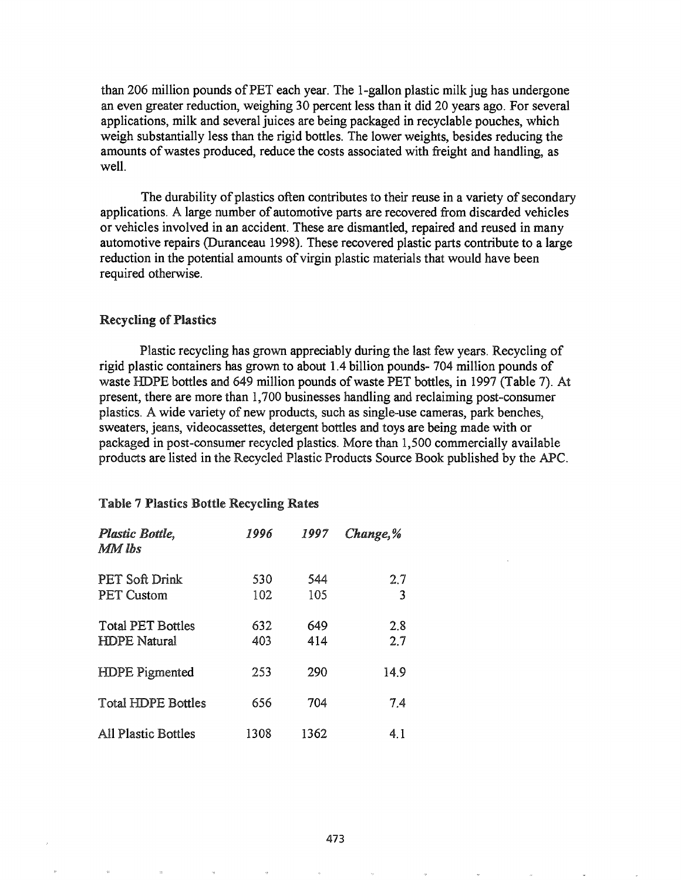than 206 million pounds of PET each year. The 1-gallon plastic milk jug has undergone an even greater reduction, weighing 30 percent less than it did 20 years ago. For several applications, milk and several juices are being packaged in recyclable pouches, which weigh substantially less than the rigid bottles. The lower weights, besides reducing the amounts of wastes produced, reduce the costs associated with freight and handling, as well.

The durability of plastics often contributes to their reuse in a variety of secondary applications. A large number of automotive parts are recovered from discarded vehicles or vehicles involved in an accident. These are dismantled, repaired and reused in many automotive repairs (Duranceau 1998). These recovered plastic parts contribute to a large reduction in the potential amounts of virgin plastic materials that would have been required otherwise.

### Recycling of Plastics

Plastic recycling has grown appreciably during the last few years. Recycling of rigid plastic containers has grown to about 1.4 billion pounds- 704 million pounds of waste HDPE bottles and 649 million pounds of waste PET bottles, in 1997 (Table 7). At present, there are more than 1,700 businesses handling and reclaiming post-consumer plastics. A wide variety of new products, such as single-use cameras, park benches, sweaters, jeans, videocassettes, detergent bottles and toys are being made with or packaged in post-consumer recycled plastics. More than 1,500 commercially available products are listed in the Recycled Plastic Products Source Book published by the APC.

**Table 7 Plastics Bottle Recycling Rates**

| *Plastic Bottle, MM lbs* | *1996* | *1997* | *Change,%* |
|---|---|---|---|
| PET Soft Drink | 530 | 544 | 2.7 |
| PET Custom | 102 | 105 | 3 |
| Total PET Bottles | 632 | 649 | 2.8 |
| HDPE Natural | 403 | 414 | 2.7 |
| HDPE Pigmented | 253 | 290 | 14.9 |
| Total HDPE Bottles | 656 | 704 | 7.4 |
| All Plastic Bottles | 1308 | 1362 | 4.1 |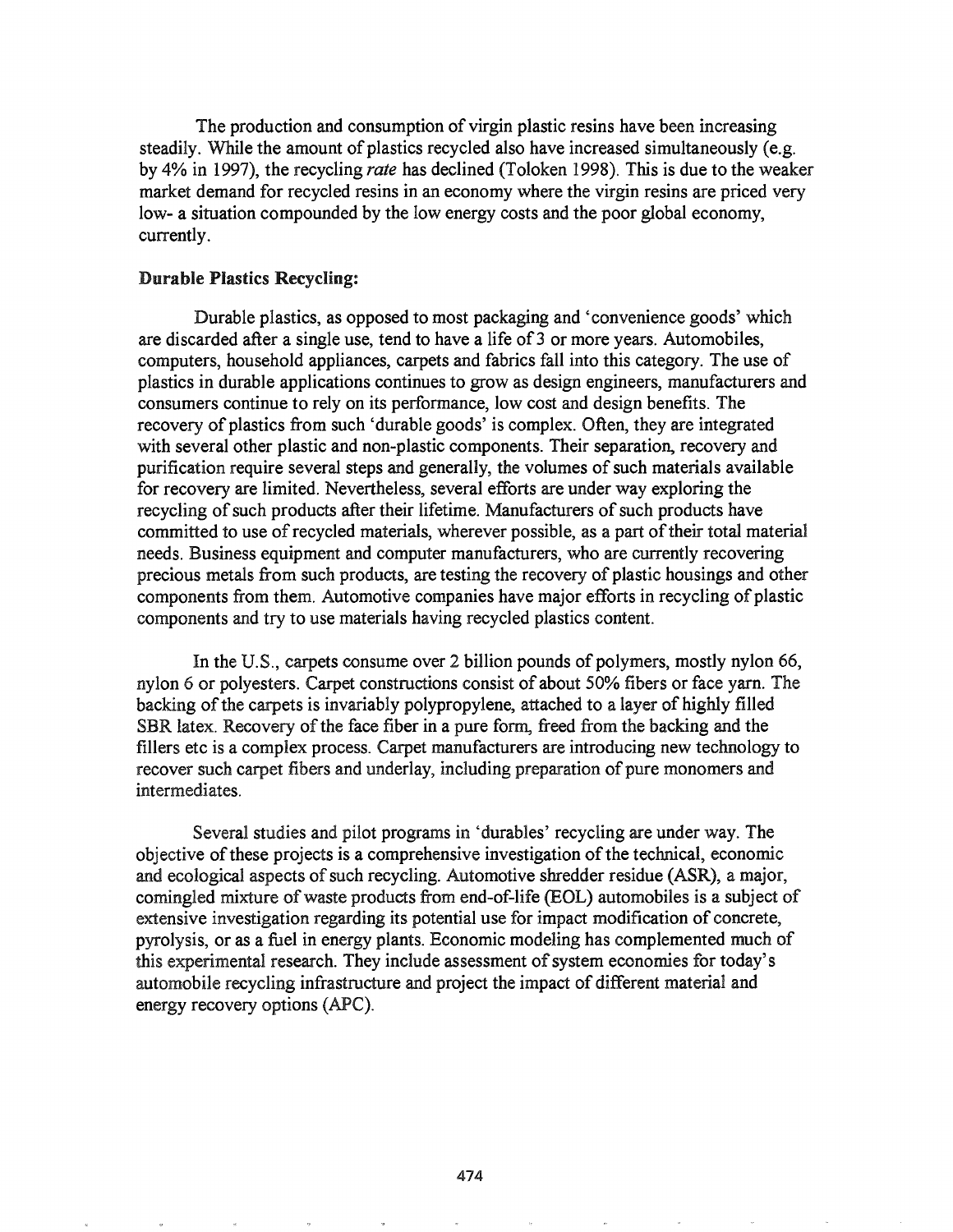The production and consumption of virgin plastic resins have been increasing steadily. While the amount of plastics recycled also have increased simultaneously (e.g. by 4% in 1997), the recycling *rate* has declined (Toloken 1998). This is due to the weaker market demand for recycled resins in an economy where the virgin resins are priced very low- a situation compounded by the low energy costs and the poor global economy, currently.

### Durable Plastics Recycling:

Durable plastics, as opposed to most packaging and 'convenience goods' which are discarded after a single use, tend to have a life of 3 or more years. Automobiles, computers, household appliances, carpets and fabrics fall into this category. The use of plastics in durable applications continues to grow as design engineers, manufacturers and consumers continue to rely on its performance, low cost and design benefits. The recovery of plastics from such 'durable goods' is complex. Often, they are integrated with several other plastic and non-plastic components. Their separation, recovery and purification require several steps and generally, the volumes of such materials available for recovery are limited. Nevertheless, several efforts are under way exploring the recycling of such products after their lifetime. Manufacturers of such products have committed to use of recycled materials, wherever possible, as a part of their total material needs. Business equipment and computer manufacturers, who are currently recovering precious metals from such products, are testing the recovery of plastic housings and other components from them. Automotive companies have major efforts in recycling of plastic components and try to use materials having recycled plastics content.

In the U.S., carpets consume over 2 billion pounds of polymers, mostly nylon 66, nylon 6 or polyesters. Carpet constructions consist of about 50% fibers or face yarn. The backing of the carpets is invariably polypropylene, attached to a layer of highly filled SBR latex. Recovery of the face fiber in a pure form, freed from the backing and the fillers etc is a complex process. Carpet manufacturers are introducing new technology to recover such carpet fibers and underlay, including preparation of pure monomers and intermediates.

Several studies and pilot programs in 'durables' recycling are under way. The objective of these projects is a comprehensive investigation of the technical, economic and ecological aspects of such recycling. Automotive shredder residue (ASR), a major, comingled mixture of waste products from end-of-life (EOL) automobiles is a subject of extensive investigation regarding its potential use for impact modification of concrete, pyrolysis, or as a fuel in energy plants. Economic modeling has complemented much of this experimental research. They include assessment of system economies for today's automobile recycling infrastructure and project the impact of different material and energy recovery options (APC).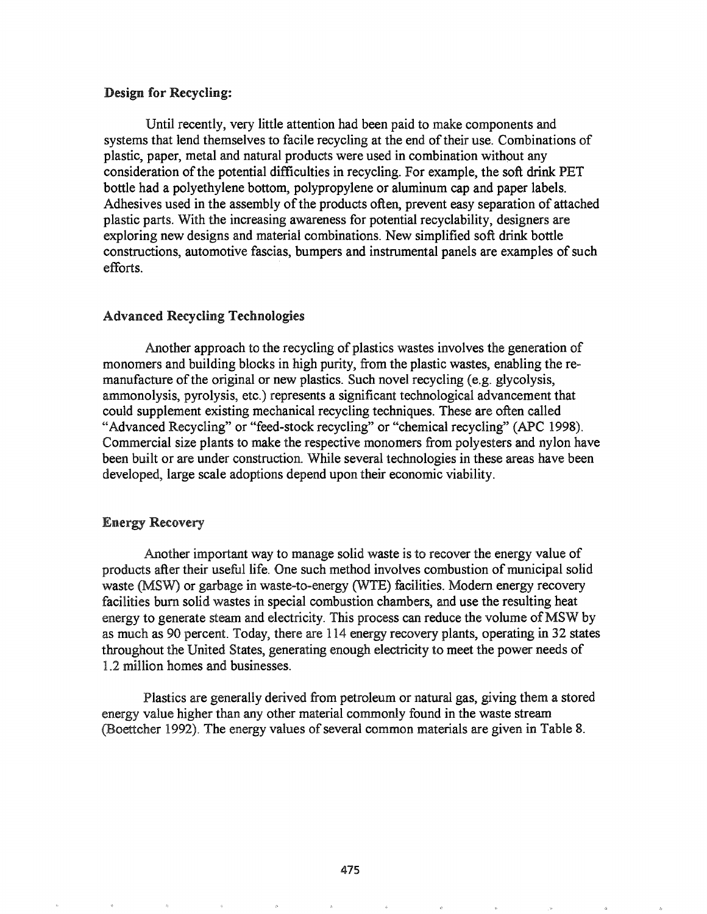## Design for Recycling:

Until recently, very little attention had been paid to make components and systems that lend themselves to facile recycling at the end of their use. Combinations of plastic, paper, metal and natural products were used in combination without any consideration of the potential difficulties in recycling. For example, the soft drink PET bottle had a polyethylene bottom, polypropylene or aluminum cap and paper labels. Adhesives used in the assembly of the products often, prevent easy separation of attached plastic parts. With the increasing awareness for potential recyclability, designers are exploring new designs and material combinations. New simplified soft drink bottle constructions, automotive fascias, bumpers and instrumental panels are examples of such efforts.

## Advanced Recycling Technologies

Another approach to the recycling of plastics wastes involves the generation of monomers and building blocks in high purity, from the plastic wastes, enabling the re-manufacture of the original or new plastics. Such novel recycling (e.g. glycolysis, ammonolysis, pyrolysis, etc.) represents a significant technological advancement that could supplement existing mechanical recycling techniques. These are often called "Advanced Recycling" or "feed-stock recycling" or "chemical recycling" (APC 1998). Commercial size plants to make the respective monomers from polyesters and nylon have been built or are under construction. While several technologies in these areas have been developed, large scale adoptions depend upon their economic viability.

## Energy Recovery

Another important way to manage solid waste is to recover the energy value of products after their useful life. One such method involves combustion of municipal solid waste (MSW) or garbage in waste-to-energy (WTE) facilities. Modern energy recovery facilities burn solid wastes in special combustion chambers, and use the resulting heat energy to generate steam and electricity. This process can reduce the volume of MSW by as much as 90 percent. Today, there are 114 energy recovery plants, operating in 32 states throughout the United States, generating enough electricity to meet the power needs of 1.2 million homes and businesses.

Plastics are generally derived from petroleum or natural gas, giving them a stored energy value higher than any other material commonly found in the waste stream (Boettcher 1992). The energy values of several common materials are given in Table 8.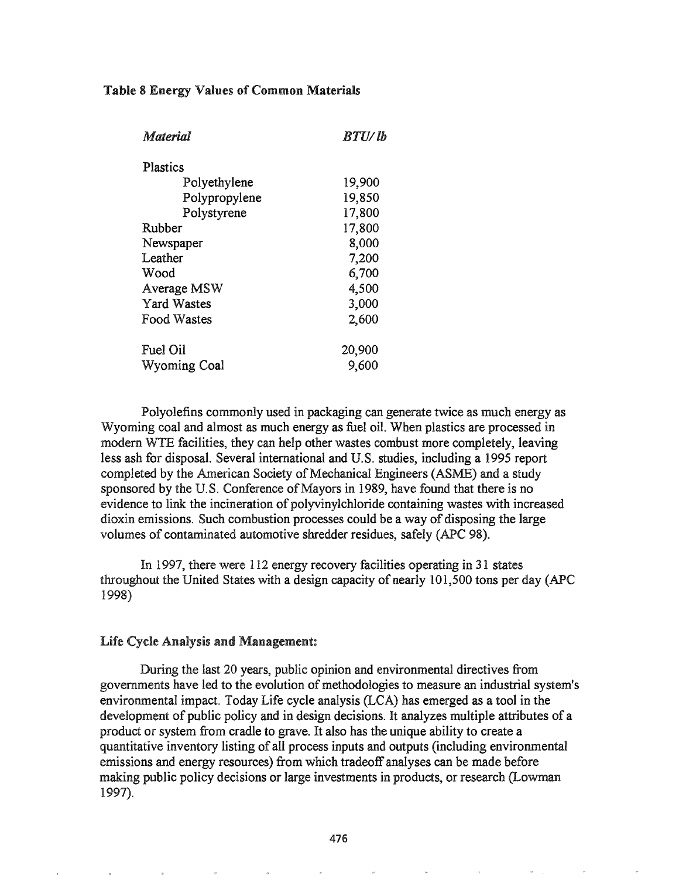**Table 8 Energy Values of Common Materials**

| *Material* | *BTU/ lb* |
| --- | --- |
| Plastics | |
| Polyethylene | 19,900 |
| Polypropylene | 19,850 |
| Polystyrene | 17,800 |
| Rubber | 17,800 |
| Newspaper | 8,000 |
| Leather | 7,200 |
| Wood | 6,700 |
| Average MSW | 4,500 |
| Yard Wastes | 3,000 |
| Food Wastes | 2,600 |
| Fuel Oil | 20,900 |
| Wyoming Coal | 9,600 |

Polyolefins commonly used in packaging can generate twice as much energy as Wyoming coal and almost as much energy as fuel oil. When plastics are processed in modern WTE facilities, they can help other wastes combust more completely, leaving less ash for disposal. Several international and U.S. studies, including a 1995 report completed by the American Society of Mechanical Engineers (ASME) and a study sponsored by the U.S. Conference of Mayors in 1989, have found that there is no evidence to link the incineration of polyvinylchloride containing wastes with increased dioxin emissions. Such combustion processes could be a way of disposing the large volumes of contaminated automotive shredder residues, safely (APC 98).

In 1997, there were 112 energy recovery facilities operating in 31 states throughout the United States with a design capacity of nearly 101,500 tons per day (APC 1998)

**Life Cycle Analysis and Management:**

During the last 20 years, public opinion and environmental directives from governments have led to the evolution of methodologies to measure an industrial system's environmental impact. Today Life cycle analysis (LCA) has emerged as a tool in the development of public policy and in design decisions. It analyzes multiple attributes of a product or system from cradle to grave. It also has the unique ability to create a quantitative inventory listing of all process inputs and outputs (including environmental emissions and energy resources) from which tradeoff analyses can be made before making public policy decisions or large investments in products, or research (Lowman 1997).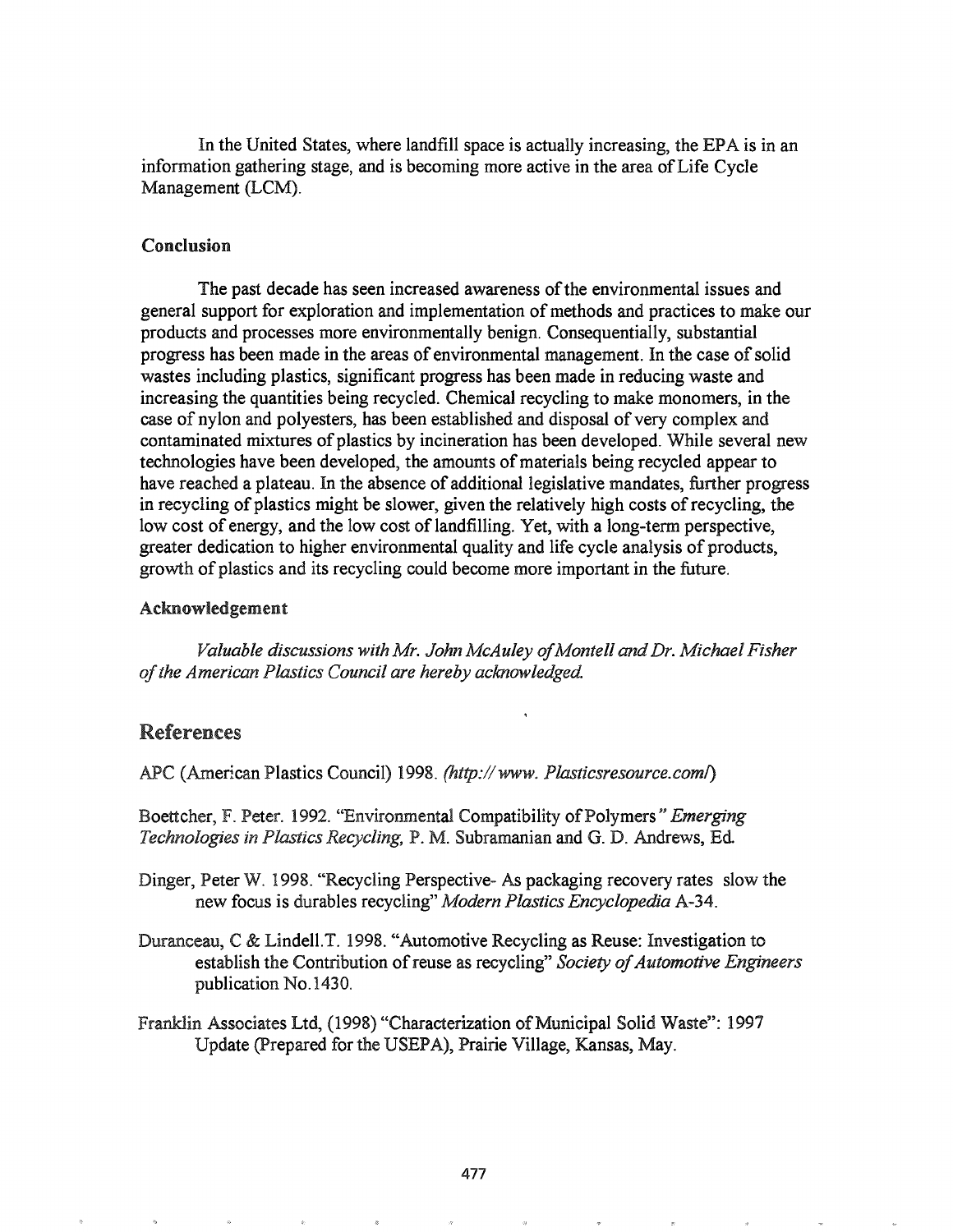In the United States, where landfill space is actually increasing, the EPA is in an information gathering stage, and is becoming more active in the area of Life Cycle Management (LCM).

### Conclusion

The past decade has seen increased awareness of the environmental issues and general support for exploration and implementation of methods and practices to make our products and processes more environmentally benign. Consequentially, substantial progress has been made in the areas of environmental management. In the case of solid wastes including plastics, significant progress has been made in reducing waste and increasing the quantities being recycled. Chemical recycling to make monomers, in the case of nylon and polyesters, has been established and disposal of very complex and contaminated mixtures of plastics by incineration has been developed. While several new technologies have been developed, the amounts of materials being recycled appear to have reached a plateau. In the absence of additional legislative mandates, further progress in recycling of plastics might be slower, given the relatively high costs of recycling, the low cost of energy, and the low cost of landfilling. Yet, with a long-term perspective, greater dedication to higher environmental quality and life cycle analysis of products, growth of plastics and its recycling could become more important in the future.

### Acknowledgement

*Valuable discussions with Mr. John McAuley of Montell and Dr. Michael Fisher of the American Plastics Council are hereby acknowledged.*

## References

APC (American Plastics Council) 1998. *(http:// www. Plasticsresource.com/)*

Boettcher, F. Peter. 1992. "Environmental Compatibility of Polymers" *Emerging Technologies in Plastics Recycling,* P. M. Subramanian and G. D. Andrews, Ed.

Dinger, Peter W. 1998. "Recycling Perspective- As packaging recovery rates slow the new focus is durables recycling" *Modern Plastics Encyclopedia* A-34.

Duranceau, C & Lindell.T. 1998. "Automotive Recycling as Reuse: Investigation to establish the Contribution of reuse as recycling" *Society of Automotive Engineers* publication No.1430.

Franklin Associates Ltd, (1998) "Characterization of Municipal Solid Waste": 1997 Update (Prepared for the USEPA), Prairie Village, Kansas, May.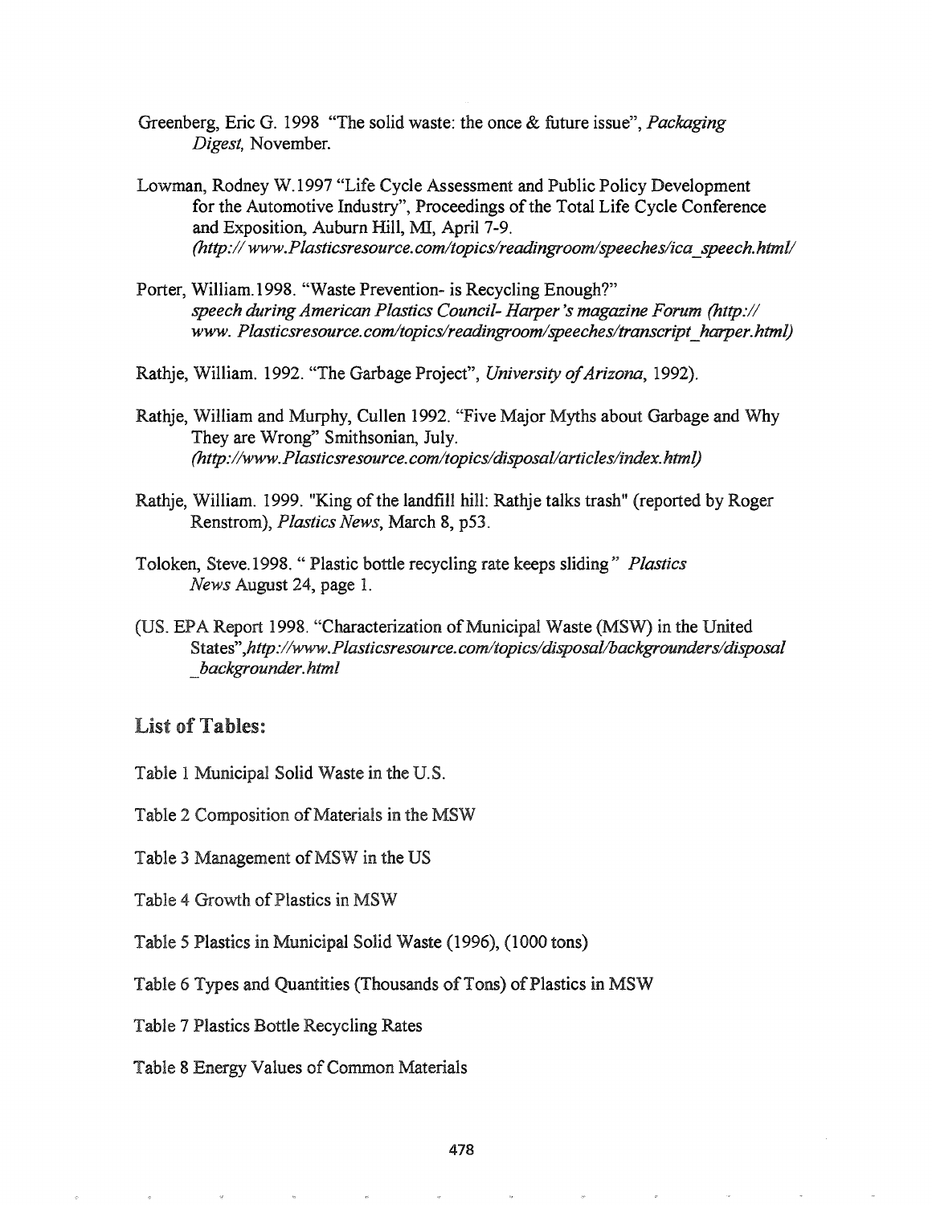Greenberg, Eric G. 1998 "The solid waste: the once & future issue", *Packaging Digest,* November.

Lowman, Rodney W. 1997 "Life Cycle Assessment and Public Policy Development for the Automotive Industry", Proceedings of the Total Life Cycle Conference and Exposition, Auburn Hill, MI, April 7-9. *(http:// www.Plasticsresource.com/topics/readingroom/speeches/ica_speech.html/*

Porter, William. 1998. "Waste Prevention- is Recycling Enough?" *speech during American Plastics Council- Harper's magazine Forum (http:// www. Plasticsresource.com/topics/readingroom/speeches/transcript_harper.html)*

Rathje, William. 1992. "The Garbage Project", *University of Arizona,* 1992).

Rathje, William and Murphy, Cullen 1992. "Five Major Myths about Garbage and Why They are Wrong" Smithsonian, July. *(http://www.Plasticsresource.com/topics/disposal/articles/index.html)*

Rathje, William. 1999. "King of the landfill hill: Rathje talks trash" (reported by Roger Renstrom), *Plastics News,* March 8, p53.

Toloken, Steve. 1998. " Plastic bottle recycling rate keeps sliding" *Plastics News* August 24, page 1.

(US. EPA Report 1998. "Characterization of Municipal Waste (MSW) in the United States",*http://www.Plasticsresource.com/topics/disposal/backgrounders/disposal_backgrounder.html*

## List of Tables:

Table 1 Municipal Solid Waste in the U.S.

Table 2 Composition of Materials in the MSW

Table 3 Management of MSW in the US

Table 4 Growth of Plastics in MSW

Table 5 Plastics in Municipal Solid Waste (1996), (1000 tons)

Table 6 Types and Quantities (Thousands of Tons) of Plastics in MSW

Table 7 Plastics Bottle Recycling Rates

Table 8 Energy Values of Common Materials